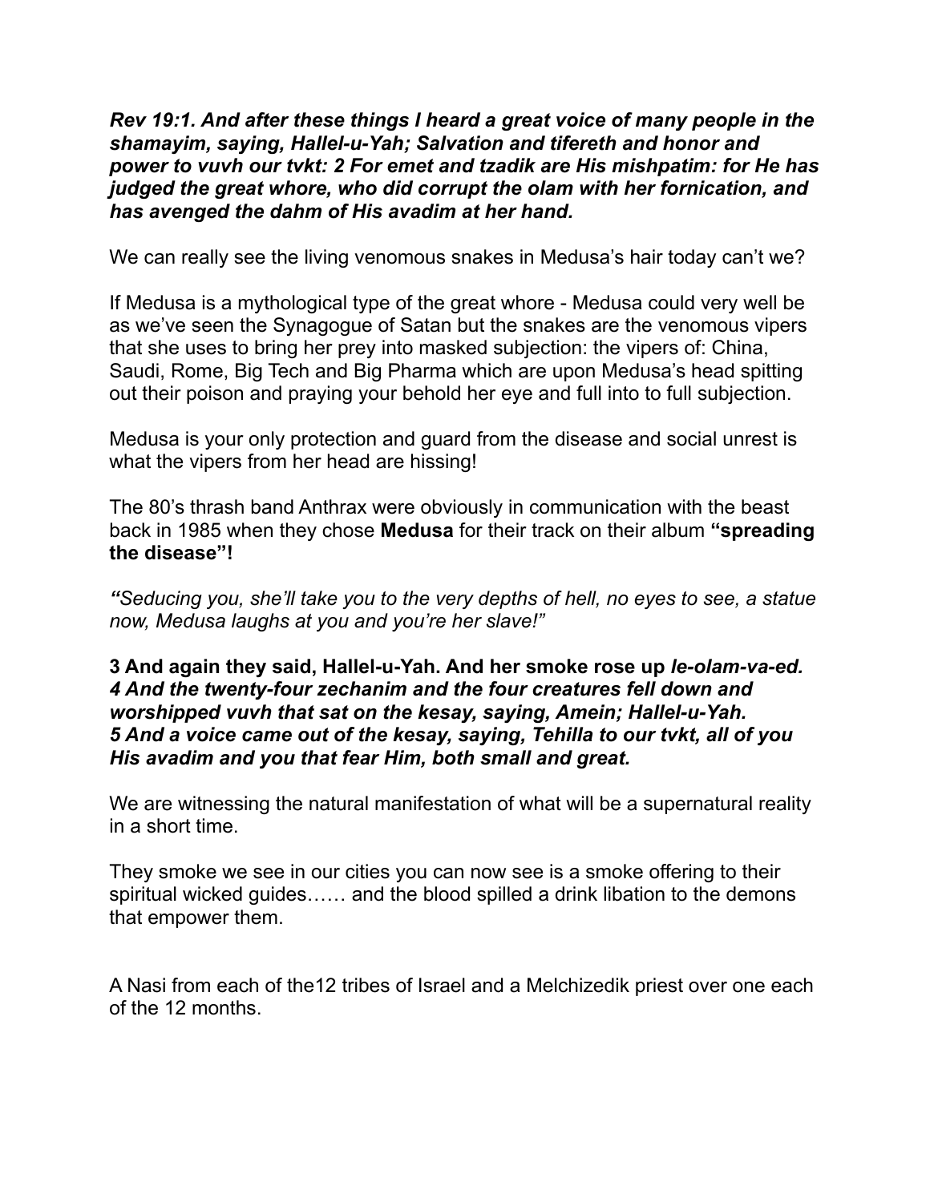***Rev 19:1. And after these things I heard a great voice of many people in the shamayim, saying, Hallel-u-Yah; Salvation and tifereth and honor and power to vuvh our tvkt: 2 For emet and tzadik are His mishpatim: for He has judged the great whore, who did corrupt the olam with her fornication, and has avenged the dahm of His avadim at her hand.***

We can really see the living venomous snakes in Medusa's hair today can't we?

If Medusa is a mythological type of the great whore - Medusa could very well be as we've seen the Synagogue of Satan but the snakes are the venomous vipers that she uses to bring her prey into masked subjection: the vipers of: China, Saudi, Rome, Big Tech and Big Pharma which are upon Medusa's head spitting out their poison and praying your behold her eye and full into to full subjection.

Medusa is your only protection and guard from the disease and social unrest is what the vipers from her head are hissing!

The 80's thrash band Anthrax were obviously in communication with the beast back in 1985 when they chose **Medusa** for their track on their album **"spreading the disease"!**

***"****Seducing you, she'll take you to the very depths of hell, no eyes to see, a statue now, Medusa laughs at you and you're her slave!"*

**3 And again they said, Hallel-u-Yah. And her smoke rose up *le-olam-va-ed.***
***4 And the twenty-four zechanim and the four creatures fell down and worshipped vuvh that sat on the kesay, saying, Amein; Hallel-u-Yah.***
***5 And a voice came out of the kesay, saying, Tehilla to our tvkt, all of you His avadim and you that fear Him, both small and great.***

We are witnessing the natural manifestation of what will be a supernatural reality in a short time.

They smoke we see in our cities you can now see is a smoke offering to their spiritual wicked guides…… and the blood spilled a drink libation to the demons that empower them.

A Nasi from each of the12 tribes of Israel and a Melchizedik priest over one each of the 12 months.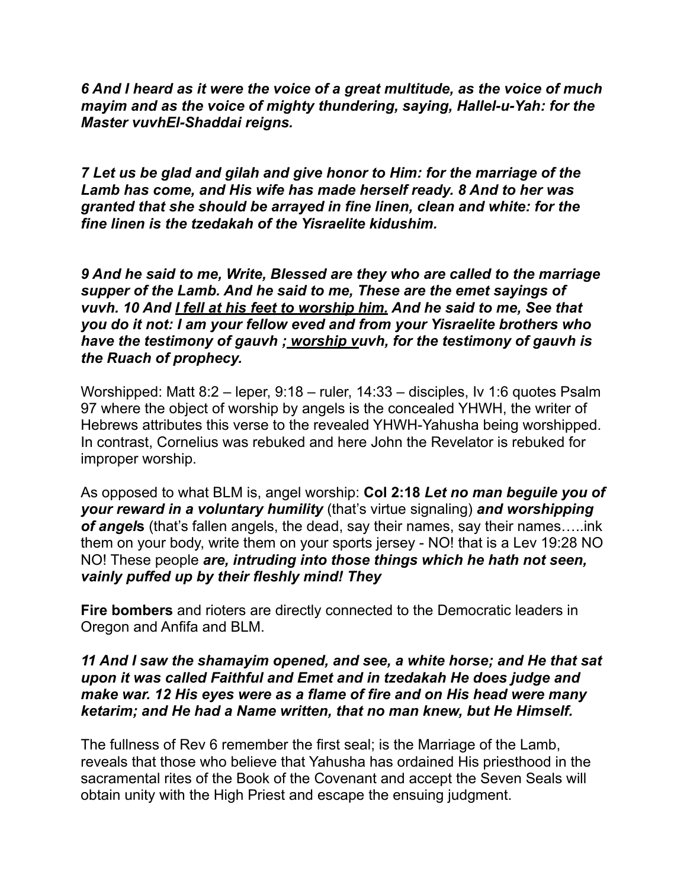***6 And I heard as it were the voice of a great multitude, as the voice of much mayim and as the voice of mighty thundering, saying, Hallel-u-Yah: for the Master vuvhEl-Shaddai reigns.***

***7 Let us be glad and gilah and give honor to Him: for the marriage of the Lamb has come, and His wife has made herself ready. 8 And to her was granted that she should be arrayed in fine linen, clean and white: for the fine linen is the tzedakah of the Yisraelite kidushim.***

***9 And he said to me, Write, Blessed are they who are called to the marriage supper of the Lamb. And he said to me, These are the emet sayings of vuvh. 10 And <u>I fell at his feet to worship him.</u> And he said to me, See that you do it not: I am your fellow eved and from your Yisraelite brothers who have the testimony of gauvh ;<u> worship v</u>uvh, for the testimony of gauvh is the Ruach of prophecy.***

Worshipped: Matt 8:2 – leper, 9:18 – ruler, 14:33 – disciples, Iv 1:6 quotes Psalm 97 where the object of worship by angels is the concealed YHWH, the writer of Hebrews attributes this verse to the revealed YHWH-Yahusha being worshipped. In contrast, Cornelius was rebuked and here John the Revelator is rebuked for improper worship.

As opposed to what BLM is, angel worship: **Col 2:18** ***Let no man beguile you of your reward in a voluntary humility*** (that's virtue signaling) ***and worshipping of angel*****s** (that's fallen angels, the dead, say their names, say their names…..ink them on your body, write them on your sports jersey - NO! that is a Lev 19:28 NO NO! These people ***are, intruding into those things which he hath not seen, vainly puffed up by their fleshly mind! They***

**Fire bombers** and rioters are directly connected to the Democratic leaders in Oregon and Anfifa and BLM.

***11 And I saw the shamayim opened, and see, a white horse; and He that sat upon it was called Faithful and Emet and in tzedakah He does judge and make war. 12 His eyes were as a flame of fire and on His head were many ketarim; and He had a Name written, that no man knew, but He Himself.***

The fullness of Rev 6 remember the first seal; is the Marriage of the Lamb, reveals that those who believe that Yahusha has ordained His priesthood in the sacramental rites of the Book of the Covenant and accept the Seven Seals will obtain unity with the High Priest and escape the ensuing judgment.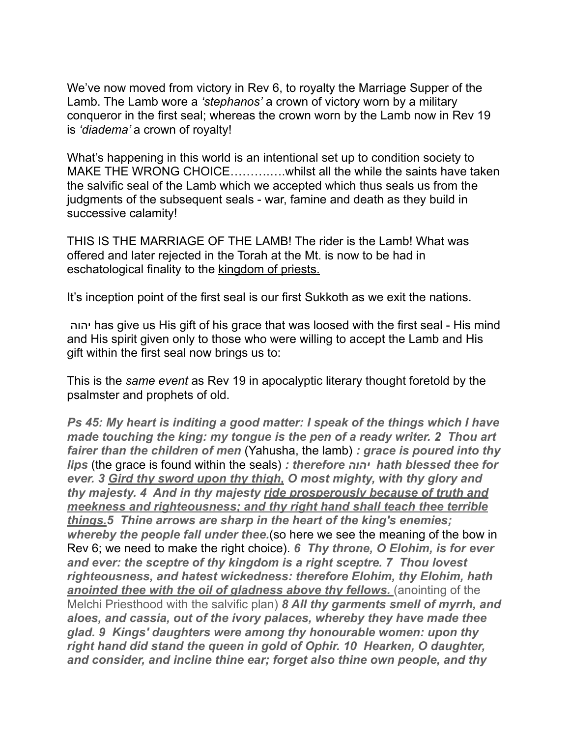We've now moved from victory in Rev 6, to royalty the Marriage Supper of the Lamb. The Lamb wore a *'stephanos'* a crown of victory worn by a military conqueror in the first seal; whereas the crown worn by the Lamb now in Rev 19 is *'diadema'* a crown of royalty!

What's happening in this world is an intentional set up to condition society to MAKE THE WRONG CHOICE………….whilst all the while the saints have taken the salvific seal of the Lamb which we accepted which thus seals us from the judgments of the subsequent seals - war, famine and death as they build in successive calamity!

THIS IS THE MARRIAGE OF THE LAMB! The rider is the Lamb! What was offered and later rejected in the Torah at the Mt. is now to be had in eschatological finality to the <u>kingdom of priests.</u>

It's inception point of the first seal is our first Sukkoth as we exit the nations.

יהוה has give us His gift of his grace that was loosed with the first seal - His mind and His spirit given only to those who were willing to accept the Lamb and His gift within the first seal now brings us to:

This is the *same event* as Rev 19 in apocalyptic literary thought foretold by the psalmster and prophets of old.

***Ps 45: My heart is inditing a good matter: I speak of the things which I have made touching the king: my tongue is the pen of a ready writer. 2 Thou art fairer than the children of men*** (Yahusha, the lamb) ***: grace is poured into thy lips*** (the grace is found within the seals) ***: therefore יהוה hath blessed thee for ever. 3 <u>Gird thy sword upon thy thigh,</u> O most mighty, with thy glory and thy majesty. 4 And in thy majesty <u>ride prosperously because of truth and meekness and righteousness; and thy right hand shall teach thee terrible things.</u>5 Thine arrows are sharp in the heart of the king's enemies; whereby the people fall under thee.***(so here we see the meaning of the bow in Rev 6; we need to make the right choice). ***6 Thy throne, O Elohim, is for ever and ever: the sceptre of thy kingdom is a right sceptre. 7 Thou lovest righteousness, and hatest wickedness: therefore Elohim, thy Elohim, hath <u>anointed thee with the oil of gladness above thy fellows.</u>*** (anointing of the Melchi Priesthood with the salvific plan) ***8 All thy garments smell of myrrh, and aloes, and cassia, out of the ivory palaces, whereby they have made thee glad. 9 Kings' daughters were among thy honourable women: upon thy right hand did stand the queen in gold of Ophir. 10 Hearken, O daughter, and consider, and incline thine ear; forget also thine own people, and thy***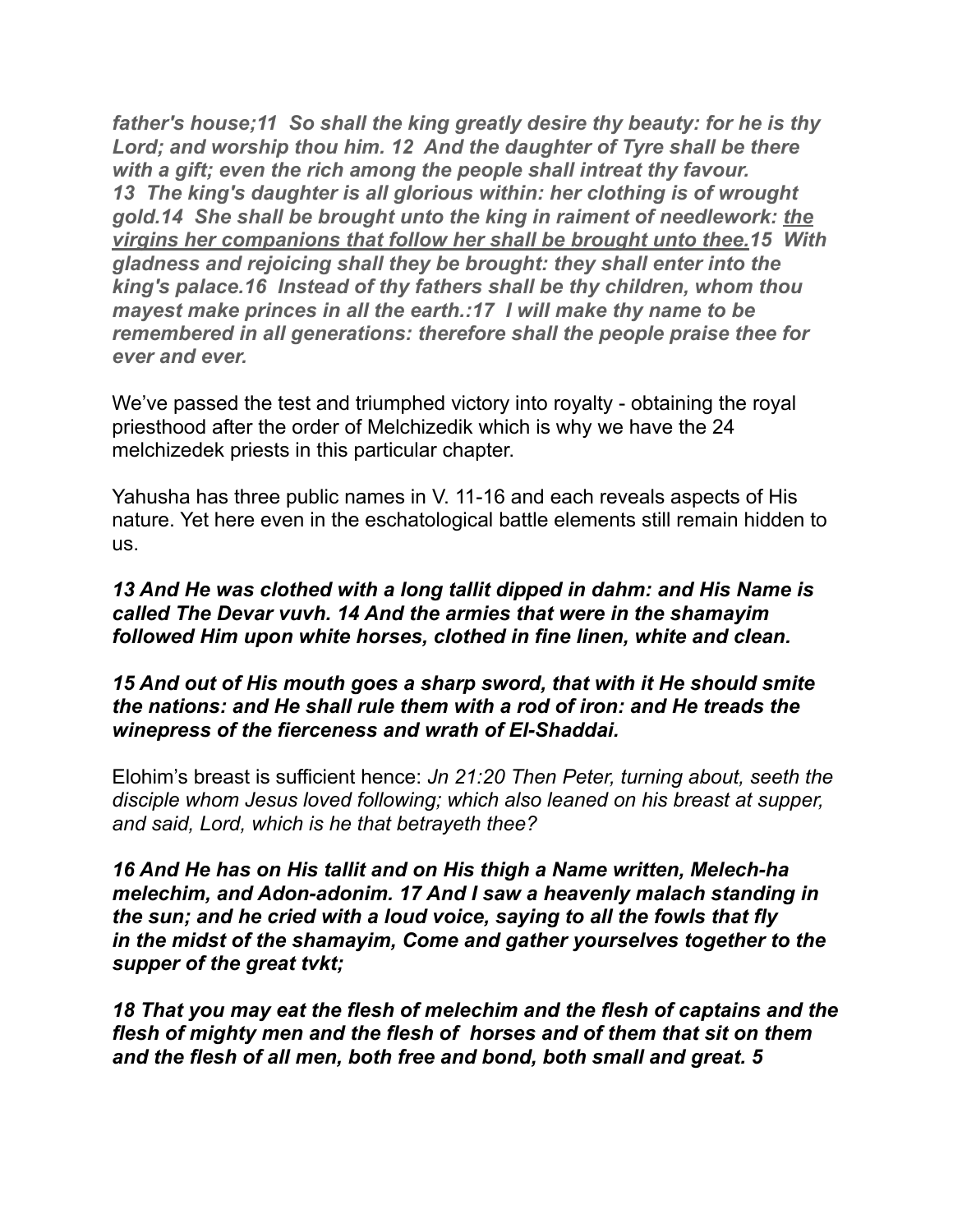***father's house;11 So shall the king greatly desire thy beauty: for he is thy Lord; and worship thou him. 12 And the daughter of Tyre shall be there with a gift; even the rich among the people shall intreat thy favour. 13 The king's daughter is all glorious within: her clothing is of wrought gold.14 She shall be brought unto the king in raiment of needlework: <u>the virgins her companions that follow her shall be brought unto thee.</u>15 With gladness and rejoicing shall they be brought: they shall enter into the king's palace.16 Instead of thy fathers shall be thy children, whom thou mayest make princes in all the earth.:17 I will make thy name to be remembered in all generations: therefore shall the people praise thee for ever and ever.***

We've passed the test and triumphed victory into royalty - obtaining the royal priesthood after the order of Melchizedik which is why we have the 24 melchizedek priests in this particular chapter.

Yahusha has three public names in V. 11-16 and each reveals aspects of His nature. Yet here even in the eschatological battle elements still remain hidden to us.

***13 And He was clothed with a long tallit dipped in dahm: and His Name is called The Devar vuvh. 14 And the armies that were in the shamayim followed Him upon white horses, clothed in fine linen, white and clean.***

***15 And out of His mouth goes a sharp sword, that with it He should smite the nations: and He shall rule them with a rod of iron: and He treads the winepress of the fierceness and wrath of El-Shaddai.***

Elohim's breast is sufficient hence: *Jn 21:20 Then Peter, turning about, seeth the disciple whom Jesus loved following; which also leaned on his breast at supper, and said, Lord, which is he that betrayeth thee?*

***16 And He has on His tallit and on His thigh a Name written, Melech-ha melechim, and Adon-adonim. 17 And I saw a heavenly malach standing in the sun; and he cried with a loud voice, saying to all the fowls that fly in the midst of the shamayim, Come and gather yourselves together to the supper of the great tvkt;***

***18 That you may eat the flesh of melechim and the flesh of captains and the flesh of mighty men and the flesh of horses and of them that sit on them and the flesh of all men, both free and bond, both small and great. 5***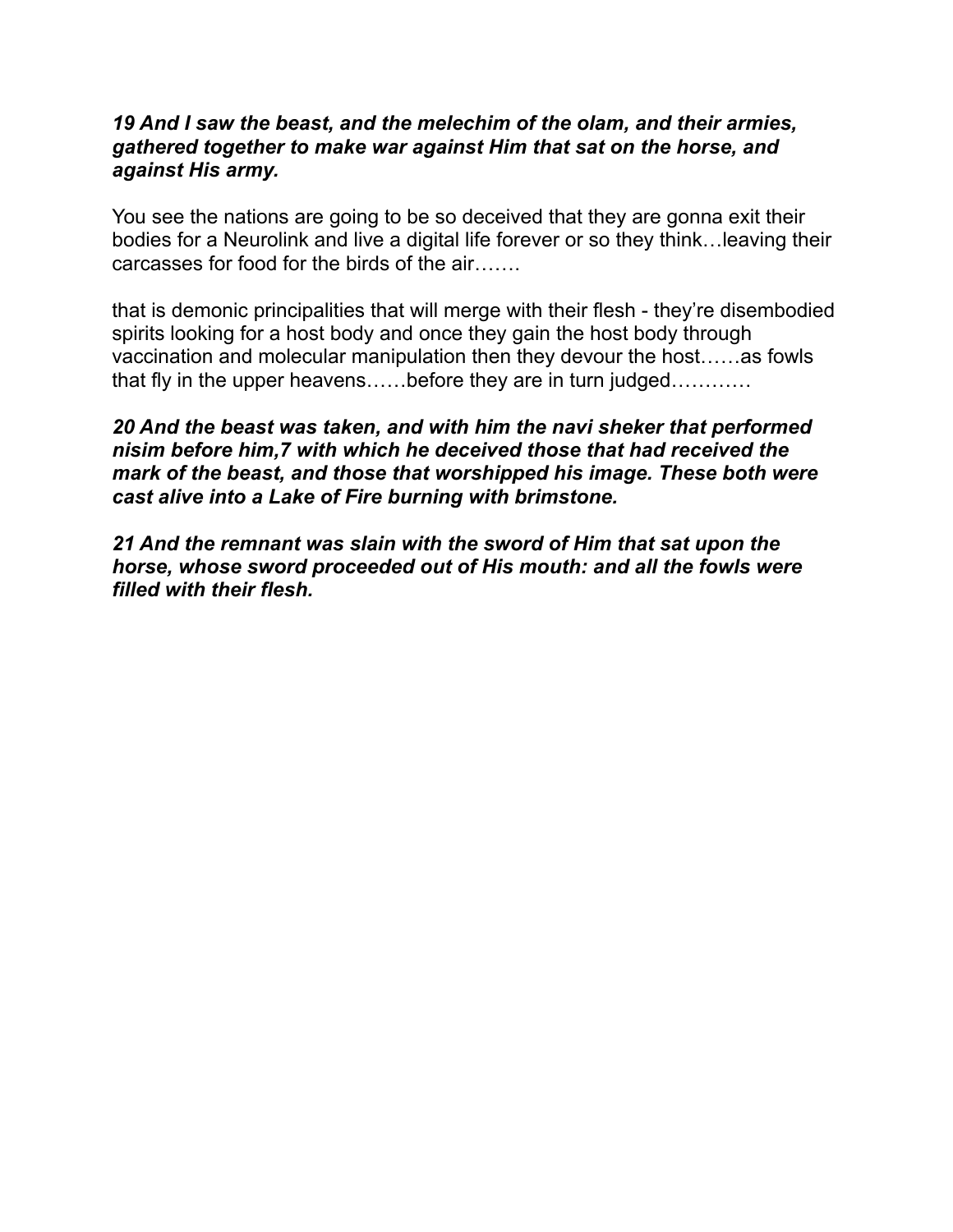***19 And I saw the beast, and the melechim of the olam, and their armies, gathered together to make war against Him that sat on the horse, and against His army.***

You see the nations are going to be so deceived that they are gonna exit their bodies for a Neurolink and live a digital life forever or so they think…leaving their carcasses for food for the birds of the air…….

that is demonic principalities that will merge with their flesh - they're disembodied spirits looking for a host body and once they gain the host body through vaccination and molecular manipulation then they devour the host……as fowls that fly in the upper heavens……before they are in turn judged…………

***20 And the beast was taken, and with him the navi sheker that performed nisim before him,7 with which he deceived those that had received the mark of the beast, and those that worshipped his image. These both were cast alive into a Lake of Fire burning with brimstone.***

***21 And the remnant was slain with the sword of Him that sat upon the horse, whose sword proceeded out of His mouth: and all the fowls were filled with their flesh.***